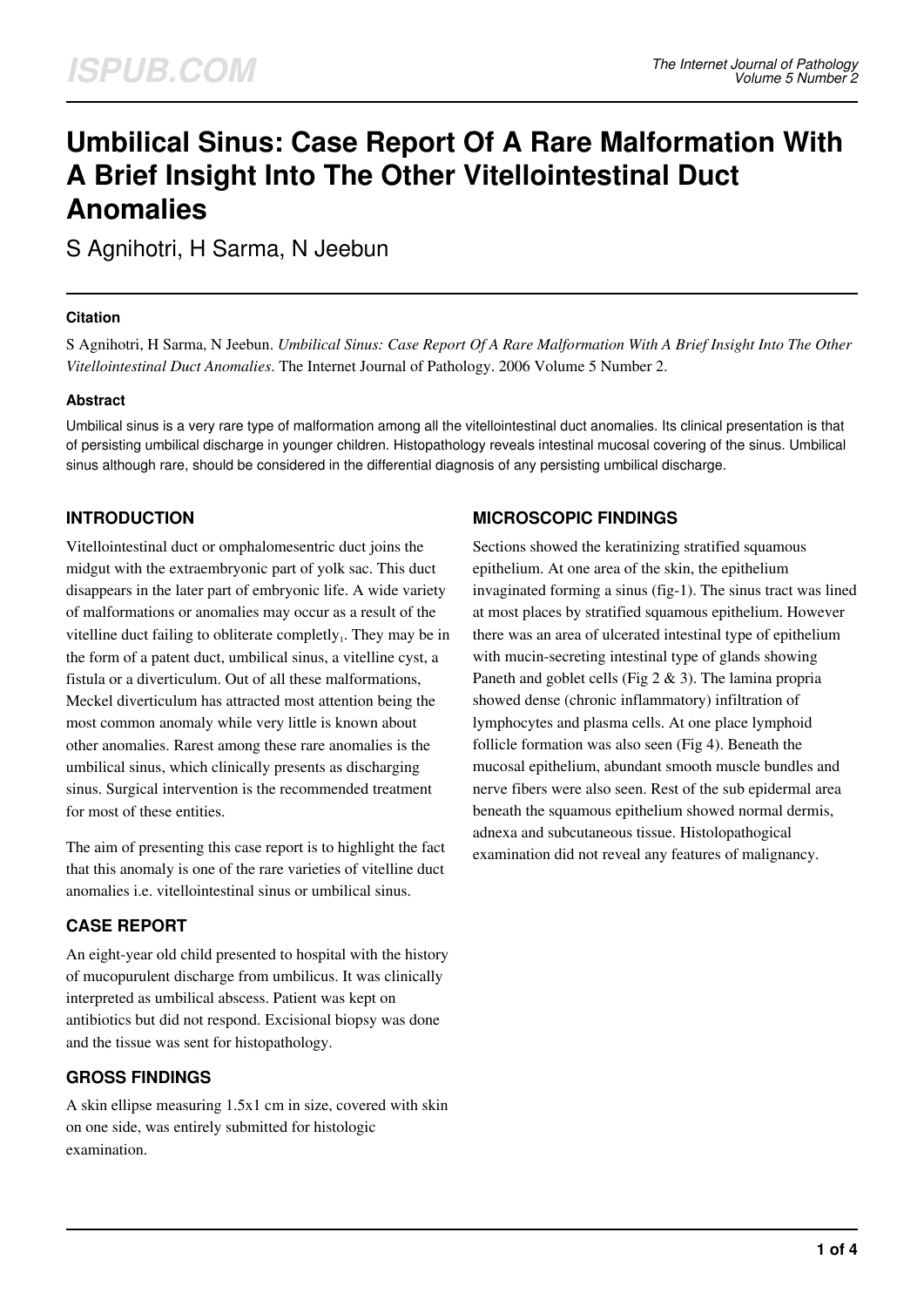# Umbilical Sinus: Case Report Of A Rare Malformation With A Brief Insight Into The Other Vitellointestinal Duct Anomalies

S Agnihotri, H Sarma, N Jeebun

### Citation

S Agnihotri, H Sarma, N Jeebun. *Umbilical Sinus: Case Report Of A Rare Malformation With A Brief Insight Into The Other Vitellointestinal Duct Anomalies*. The Internet Journal of Pathology. 2006 Volume 5 Number 2.

### Abstract

Umbilical sinus is a very rare type of malformation among all the vitellointestinal duct anomalies. Its clinical presentation is that of persisting umbilical discharge in younger children. Histopathology reveals intestinal mucosal covering of the sinus. Umbilical sinus although rare, should be considered in the differential diagnosis of any persisting umbilical discharge.

## INTRODUCTION

Vitellointestinal duct or omphalomesentric duct joins the midgut with the extraembryonic part of yolk sac. This duct disappears in the later part of embryonic life. A wide variety of malformations or anomalies may occur as a result of the vitelline duct failing to obliterate completly[1]. They may be in the form of a patent duct, umbilical sinus, a vitelline cyst, a fistula or a diverticulum. Out of all these malformations, Meckel diverticulum has attracted most attention being the most common anomaly while very little is known about other anomalies. Rarest among these rare anomalies is the umbilical sinus, which clinically presents as discharging sinus. Surgical intervention is the recommended treatment for most of these entities.

The aim of presenting this case report is to highlight the fact that this anomaly is one of the rare varieties of vitelline duct anomalies i.e. vitellointestinal sinus or umbilical sinus.

## CASE REPORT

An eight-year old child presented to hospital with the history of mucopurulent discharge from umbilicus. It was clinically interpreted as umbilical abscess. Patient was kept on antibiotics but did not respond. Excisional biopsy was done and the tissue was sent for histopathology.

## GROSS FINDINGS

A skin ellipse measuring 1.5x1 cm in size, covered with skin on one side, was entirely submitted for histologic examination.

## MICROSCOPIC FINDINGS

Sections showed the keratinizing stratified squamous epithelium. At one area of the skin, the epithelium invaginated forming a sinus (fig-1). The sinus tract was lined at most places by stratified squamous epithelium. However there was an area of ulcerated intestinal type of epithelium with mucin-secreting intestinal type of glands showing Paneth and goblet cells (Fig 2 & 3). The lamina propria showed dense (chronic inflammatory) infiltration of lymphocytes and plasma cells. At one place lymphoid follicle formation was also seen (Fig 4). Beneath the mucosal epithelium, abundant smooth muscle bundles and nerve fibers were also seen. Rest of the sub epidermal area beneath the squamous epithelium showed normal dermis, adnexa and subcutaneous tissue. Histolopathogical examination did not reveal any features of malignancy.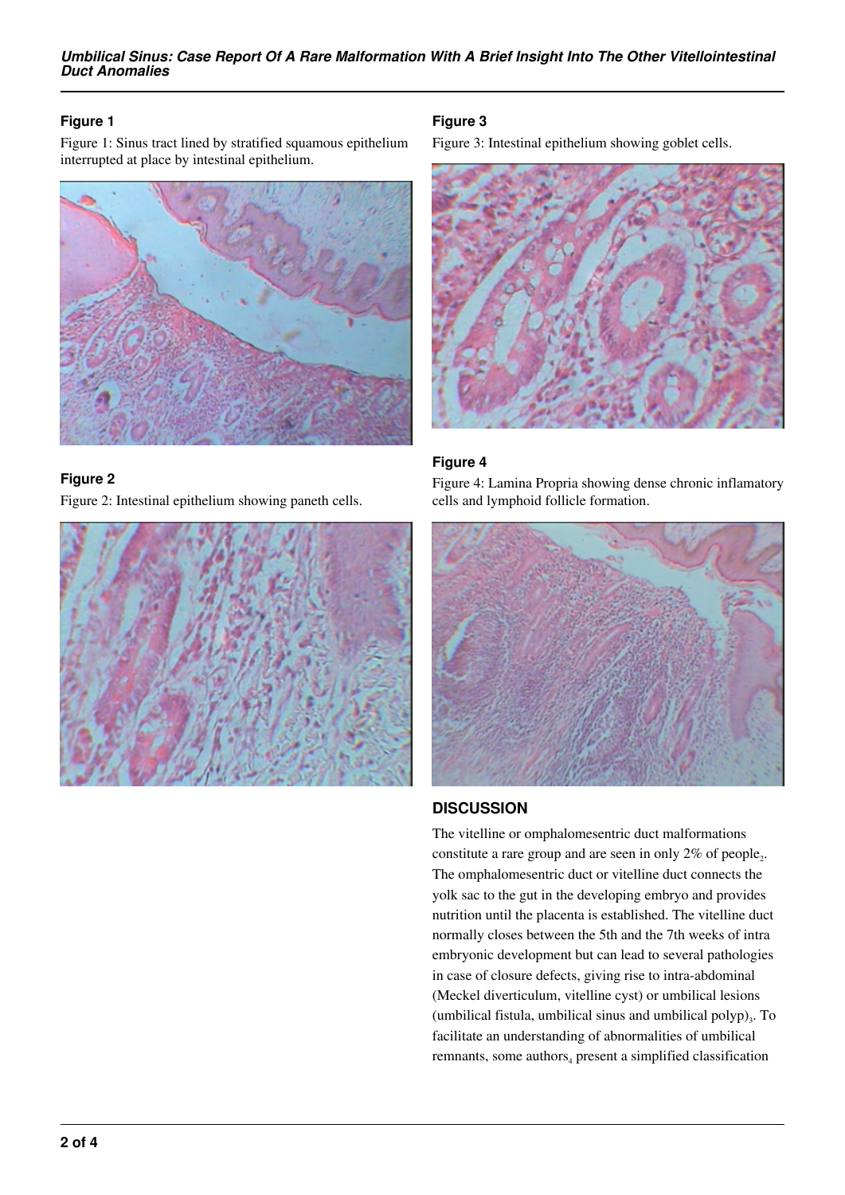### Figure 1

Figure 1: Sinus tract lined by stratified squamous epithelium interrupted at place by intestinal epithelium.

### Figure 2

Figure 2: Intestinal epithelium showing paneth cells.

### Figure 3

Figure 3: Intestinal epithelium showing goblet cells.

### Figure 4

Figure 4: Lamina Propria showing dense chronic inflamatory cells and lymphoid follicle formation.

## DISCUSSION

The vitelline or omphalomesentric duct malformations constitute a rare group and are seen in only 2% of people[2]. The omphalomesentric duct or vitelline duct connects the yolk sac to the gut in the developing embryo and provides nutrition until the placenta is established. The vitelline duct normally closes between the 5th and the 7th weeks of intra embryonic development but can lead to several pathologies in case of closure defects, giving rise to intra-abdominal (Meckel diverticulum, vitelline cyst) or umbilical lesions (umbilical fistula, umbilical sinus and umbilical polyp)[3]. To facilitate an understanding of abnormalities of umbilical remnants, some authors[4] present a simplified classification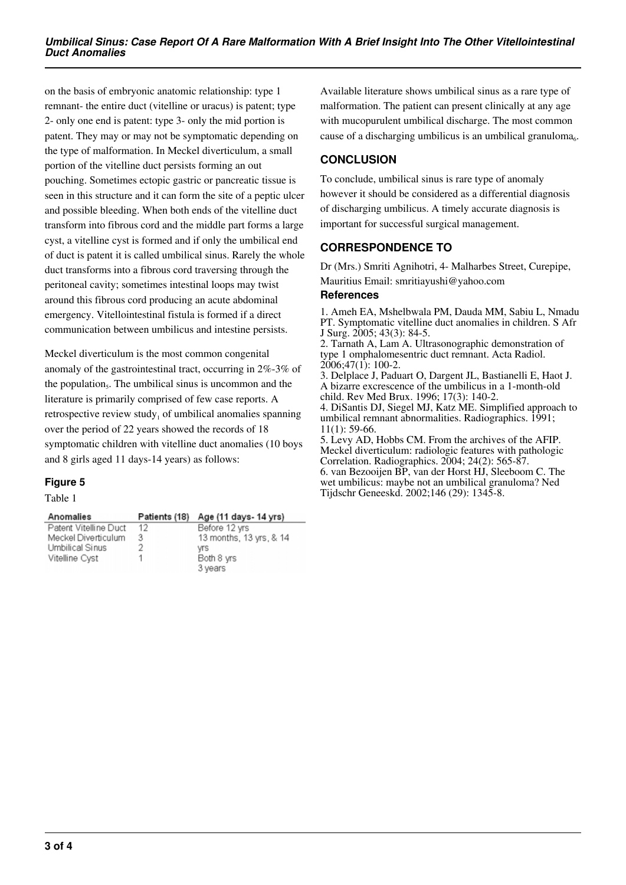on the basis of embryonic anatomic relationship: type 1 remnant- the entire duct (vitelline or uracus) is patent; type 2- only one end is patent: type 3- only the mid portion is patent. They may or may not be symptomatic depending on the type of malformation. In Meckel diverticulum, a small portion of the vitelline duct persists forming an out pouching. Sometimes ectopic gastric or pancreatic tissue is seen in this structure and it can form the site of a peptic ulcer and possible bleeding. When both ends of the vitelline duct transform into fibrous cord and the middle part forms a large cyst, a vitelline cyst is formed and if only the umbilical end of duct is patent it is called umbilical sinus. Rarely the whole duct transforms into a fibrous cord traversing through the peritoneal cavity; sometimes intestinal loops may twist around this fibrous cord producing an acute abdominal emergency. Vitellointestinal fistula is formed if a direct communication between umbilicus and intestine persists.

Meckel diverticulum is the most common congenital anomaly of the gastrointestinal tract, occurring in 2%-3% of the population[5]. The umbilical sinus is uncommon and the literature is primarily comprised of few case reports. A retrospective review study[1] of umbilical anomalies spanning over the period of 22 years showed the records of 18 symptomatic children with vitelline duct anomalies (10 boys and 8 girls aged 11 days-14 years) as follows:

**Figure 5**

Table 1

| Anomalies | Patients (18) | Age (11 days- 14 yrs) |
|---|---|---|
| Patent Vitelline Duct | 12 | Before 12 yrs |
| Meckel Diverticulum | 3 | 13 months, 13 yrs, & 14 yrs |
| Umbilical Sinus | 2 | Both 8 yrs |
| Vitelline Cyst | 1 | 3 years |

Available literature shows umbilical sinus as a rare type of malformation. The patient can present clinically at any age with mucopurulent umbilical discharge. The most common cause of a discharging umbilicus is an umbilical granuloma[6].

## CONCLUSION

To conclude, umbilical sinus is rare type of anomaly however it should be considered as a differential diagnosis of discharging umbilicus. A timely accurate diagnosis is important for successful surgical management.

## CORRESPONDENCE TO

Dr (Mrs.) Smriti Agnihotri, 4- Malharbes Street, Curepipe, Mauritius Email: smritiayushi@yahoo.com

### References

1. Ameh EA, Mshelbwala PM, Dauda MM, Sabiu L, Nmadu PT. Symptomatic vitelline duct anomalies in children. S Afr J Surg. 2005; 43(3): 84-5.
2. Tarnath A, Lam A. Ultrasonographic demonstration of type 1 omphalomesentric duct remnant. Acta Radiol. 2006;47(1): 100-2.
3. Delplace J, Paduart O, Dargent JL, Bastianelli E, Haot J. A bizarre excrescence of the umbilicus in a 1-month-old child. Rev Med Brux. 1996; 17(3): 140-2.
4. DiSantis DJ, Siegel MJ, Katz ME. Simplified approach to umbilical remnant abnormalities. Radiographics. 1991; 11(1): 59-66.
5. Levy AD, Hobbs CM. From the archives of the AFIP. Meckel diverticulum: radiologic features with pathologic Correlation. Radiographics. 2004; 24(2): 565-87.
6. van Bezooijen BP, van der Horst HJ, Sleeboom C. The wet umbilicus: maybe not an umbilical granuloma? Ned Tijdschr Geneeskd. 2002;146 (29): 1345-8.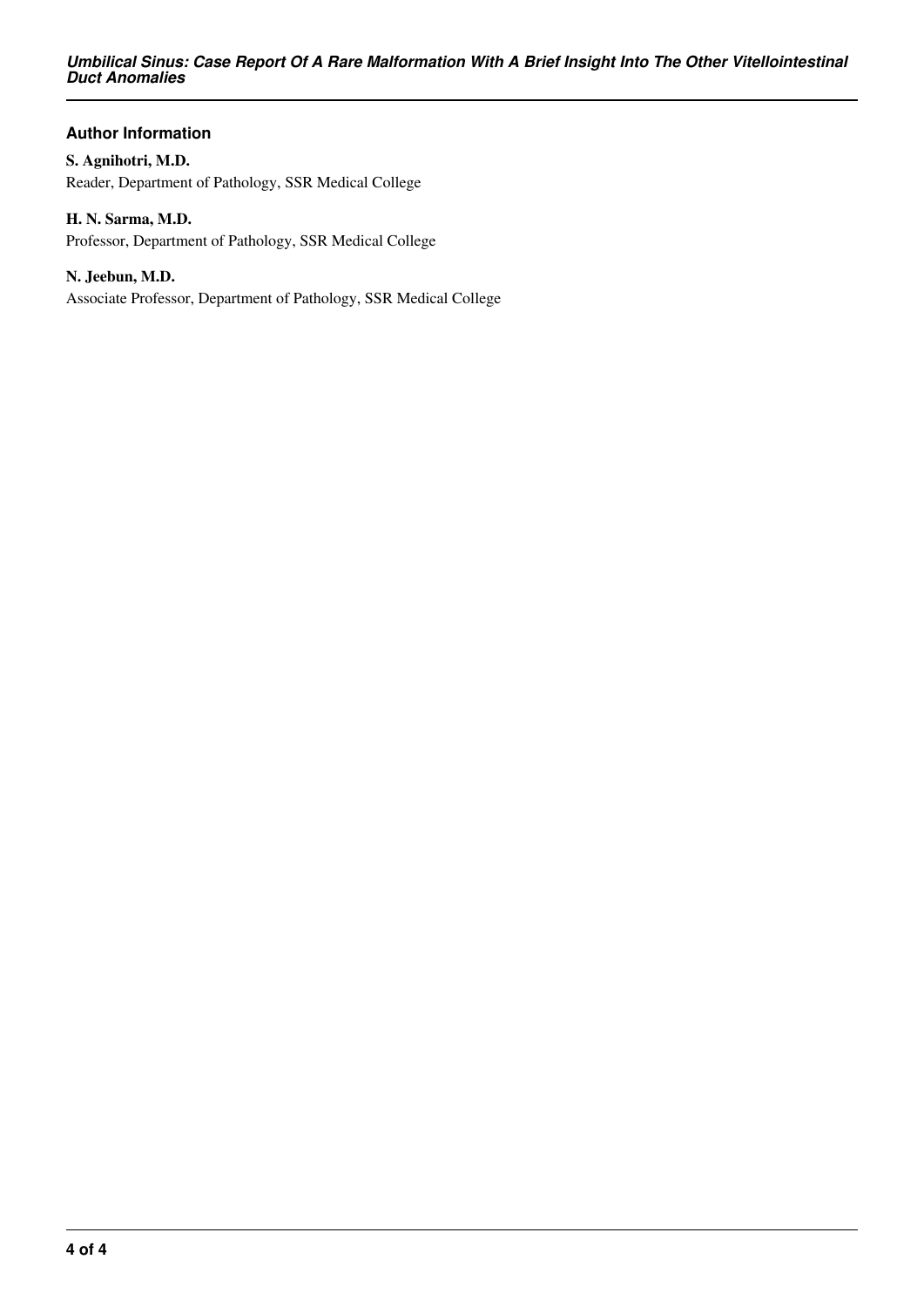### Author Information

**S. Agnihotri, M.D.**
Reader, Department of Pathology, SSR Medical College

**H. N. Sarma, M.D.**
Professor, Department of Pathology, SSR Medical College

**N. Jeebun, M.D.**
Associate Professor, Department of Pathology, SSR Medical College